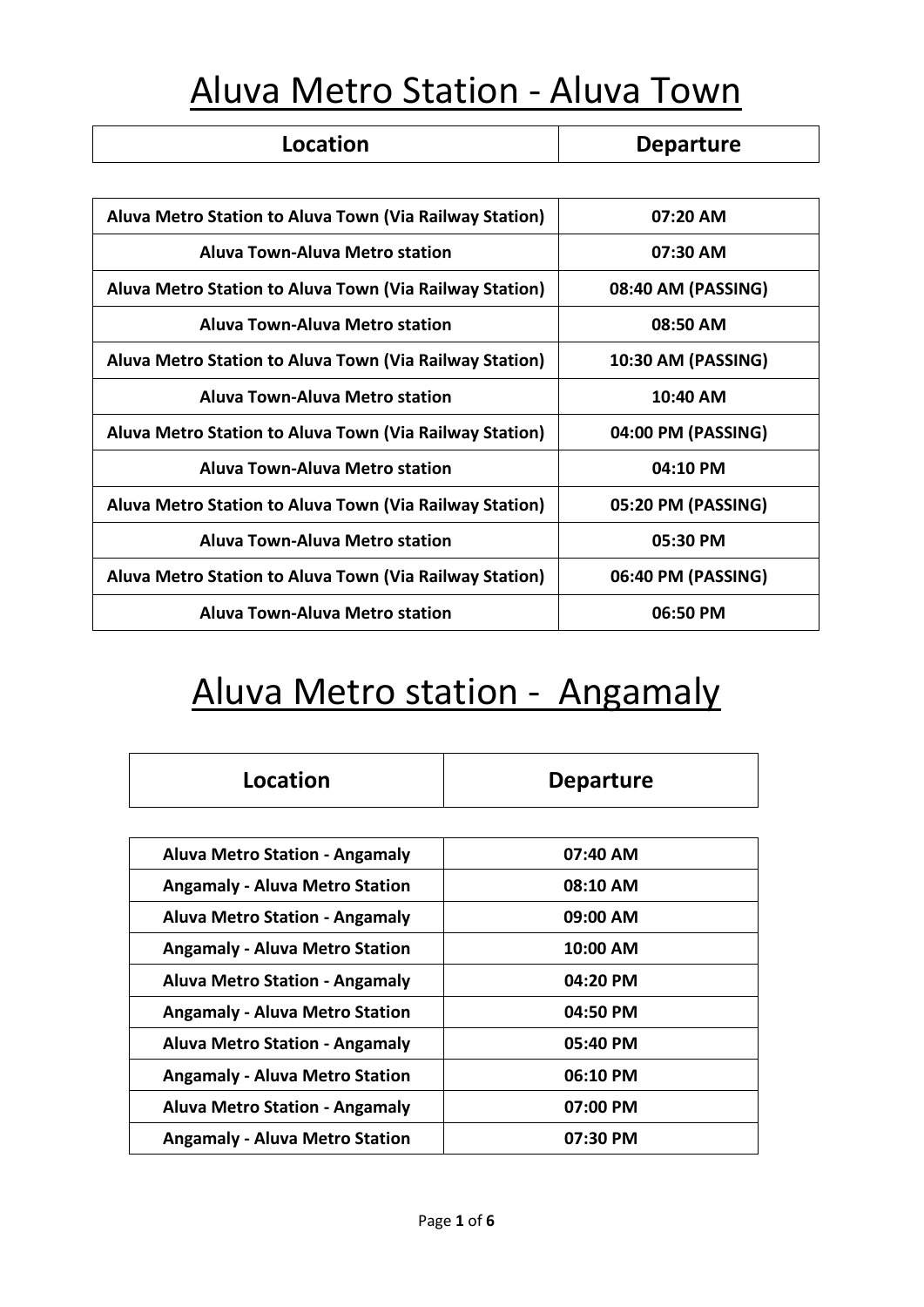# Aluva Metro Station - Aluva Town

| Location | Departure |
| --- | --- |
| Aluva Metro Station to Aluva Town (Via Railway Station) | 07:20 AM |
| Aluva Town-Aluva Metro station | 07:30 AM |
| Aluva Metro Station to Aluva Town (Via Railway Station) | 08:40 AM (PASSING) |
| Aluva Town-Aluva Metro station | 08:50 AM |
| Aluva Metro Station to Aluva Town (Via Railway Station) | 10:30 AM (PASSING) |
| Aluva Town-Aluva Metro station | 10:40 AM |
| Aluva Metro Station to Aluva Town (Via Railway Station) | 04:00 PM (PASSING) |
| Aluva Town-Aluva Metro station | 04:10 PM |
| Aluva Metro Station to Aluva Town (Via Railway Station) | 05:20 PM (PASSING) |
| Aluva Town-Aluva Metro station | 05:30 PM |
| Aluva Metro Station to Aluva Town (Via Railway Station) | 06:40 PM (PASSING) |
| Aluva Town-Aluva Metro station | 06:50 PM |

# Aluva Metro station - Angamaly

| Location | Departure |
| --- | --- |
| Aluva Metro Station - Angamaly | 07:40 AM |
| Angamaly - Aluva Metro Station | 08:10 AM |
| Aluva Metro Station - Angamaly | 09:00 AM |
| Angamaly - Aluva Metro Station | 10:00 AM |
| Aluva Metro Station - Angamaly | 04:20 PM |
| Angamaly - Aluva Metro Station | 04:50 PM |
| Aluva Metro Station - Angamaly | 05:40 PM |
| Angamaly - Aluva Metro Station | 06:10 PM |
| Aluva Metro Station - Angamaly | 07:00 PM |
| Angamaly - Aluva Metro Station | 07:30 PM |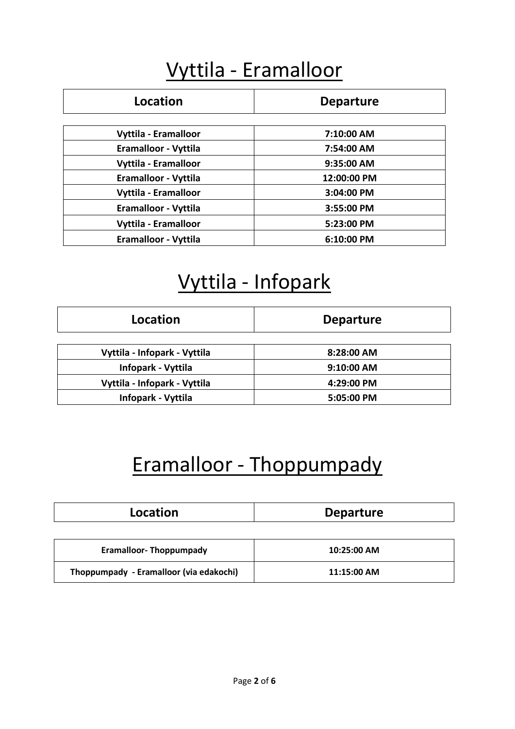# Vyttila - Eramalloor

| Location | Departure |
| --- | --- |
| Vyttila - Eramalloor | 7:10:00 AM |
| Eramalloor - Vyttila | 7:54:00 AM |
| Vyttila - Eramalloor | 9:35:00 AM |
| Eramalloor - Vyttila | 12:00:00 PM |
| Vyttila - Eramalloor | 3:04:00 PM |
| Eramalloor - Vyttila | 3:55:00 PM |
| Vyttila - Eramalloor | 5:23:00 PM |
| Eramalloor - Vyttila | 6:10:00 PM |

# Vyttila - Infopark

| Location | Departure |
| --- | --- |
| Vyttila - Infopark - Vyttila | 8:28:00 AM |
| Infopark - Vyttila | 9:10:00 AM |
| Vyttila - Infopark - Vyttila | 4:29:00 PM |
| Infopark - Vyttila | 5:05:00 PM |

# Eramalloor - Thoppumpady

| Location | Departure |
| --- | --- |
| Eramalloor- Thoppumpady | 10:25:00 AM |
| Thoppumpady - Eramalloor (via edakochi) | 11:15:00 AM |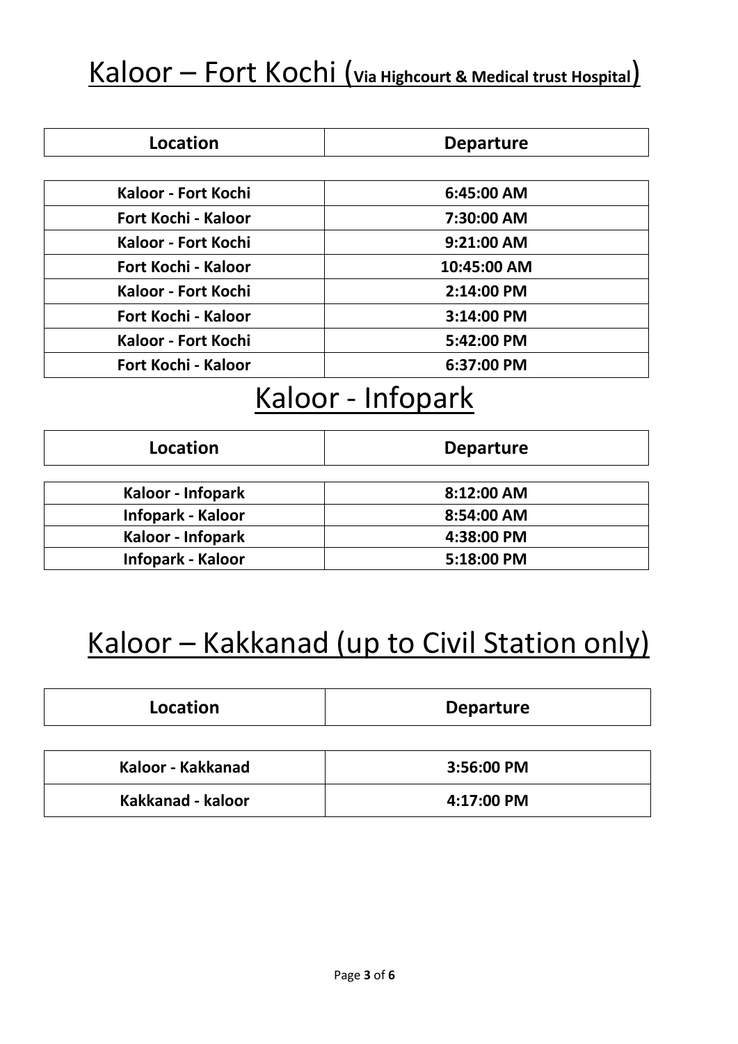# Kaloor – Fort Kochi (Via Highcourt & Medical trust Hospital)

| Location | Departure |
|---|---|
| Kaloor - Fort Kochi | 6:45:00 AM |
| Fort Kochi - Kaloor | 7:30:00 AM |
| Kaloor - Fort Kochi | 9:21:00 AM |
| Fort Kochi - Kaloor | 10:45:00 AM |
| Kaloor - Fort Kochi | 2:14:00 PM |
| Fort Kochi - Kaloor | 3:14:00 PM |
| Kaloor - Fort Kochi | 5:42:00 PM |
| Fort Kochi - Kaloor | 6:37:00 PM |

# Kaloor - Infopark

| Location | Departure |
|---|---|
| Kaloor - Infopark | 8:12:00 AM |
| Infopark - Kaloor | 8:54:00 AM |
| Kaloor - Infopark | 4:38:00 PM |
| Infopark - Kaloor | 5:18:00 PM |

# Kaloor – Kakkanad (up to Civil Station only)

| Location | Departure |
|---|---|
| Kaloor - Kakkanad | 3:56:00 PM |
| Kakkanad - kaloor | 4:17:00 PM |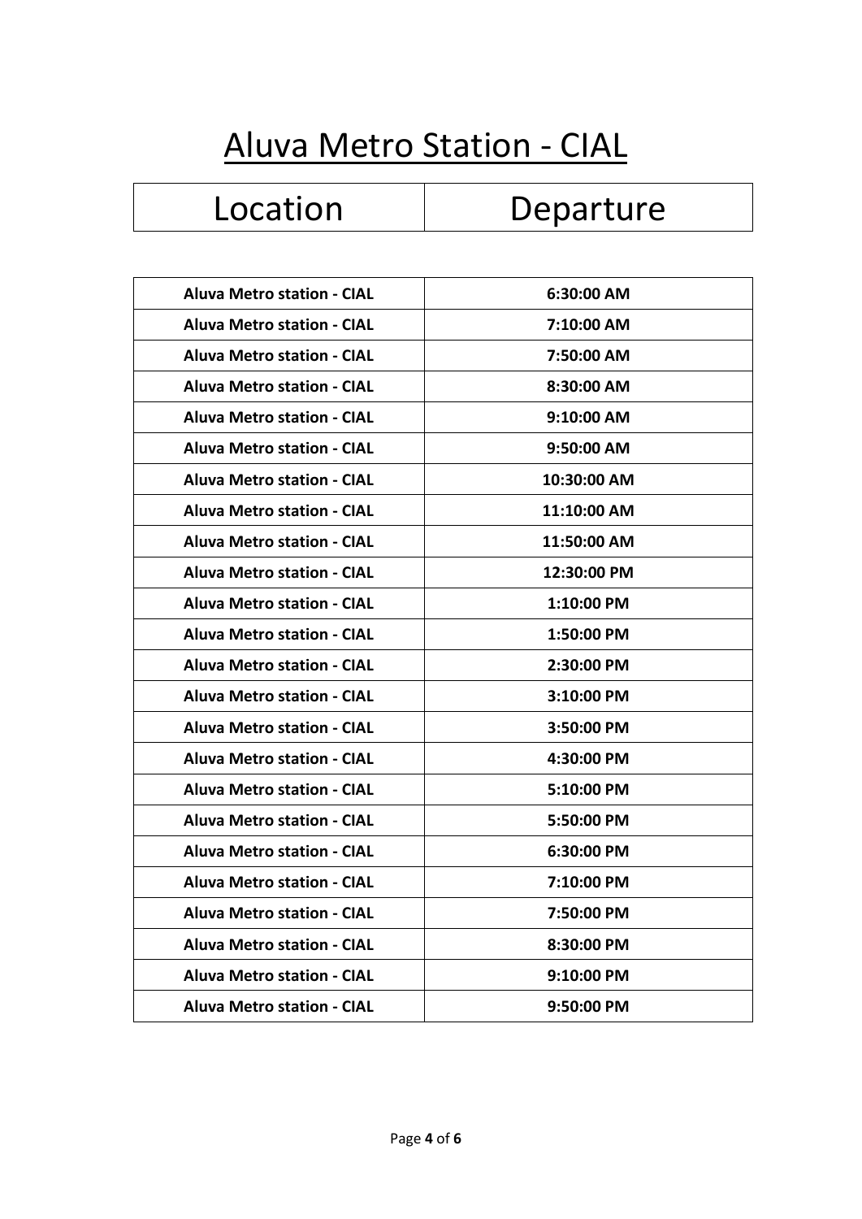# Aluva Metro Station - CIAL

| Location | Departure |
|---|---|
| **Aluva Metro station - CIAL** | **6:30:00 AM** |
| **Aluva Metro station - CIAL** | **7:10:00 AM** |
| **Aluva Metro station - CIAL** | **7:50:00 AM** |
| **Aluva Metro station - CIAL** | **8:30:00 AM** |
| **Aluva Metro station - CIAL** | **9:10:00 AM** |
| **Aluva Metro station - CIAL** | **9:50:00 AM** |
| **Aluva Metro station - CIAL** | **10:30:00 AM** |
| **Aluva Metro station - CIAL** | **11:10:00 AM** |
| **Aluva Metro station - CIAL** | **11:50:00 AM** |
| **Aluva Metro station - CIAL** | **12:30:00 PM** |
| **Aluva Metro station - CIAL** | **1:10:00 PM** |
| **Aluva Metro station - CIAL** | **1:50:00 PM** |
| **Aluva Metro station - CIAL** | **2:30:00 PM** |
| **Aluva Metro station - CIAL** | **3:10:00 PM** |
| **Aluva Metro station - CIAL** | **3:50:00 PM** |
| **Aluva Metro station - CIAL** | **4:30:00 PM** |
| **Aluva Metro station - CIAL** | **5:10:00 PM** |
| **Aluva Metro station - CIAL** | **5:50:00 PM** |
| **Aluva Metro station - CIAL** | **6:30:00 PM** |
| **Aluva Metro station - CIAL** | **7:10:00 PM** |
| **Aluva Metro station - CIAL** | **7:50:00 PM** |
| **Aluva Metro station - CIAL** | **8:30:00 PM** |
| **Aluva Metro station - CIAL** | **9:10:00 PM** |
| **Aluva Metro station - CIAL** | **9:50:00 PM** |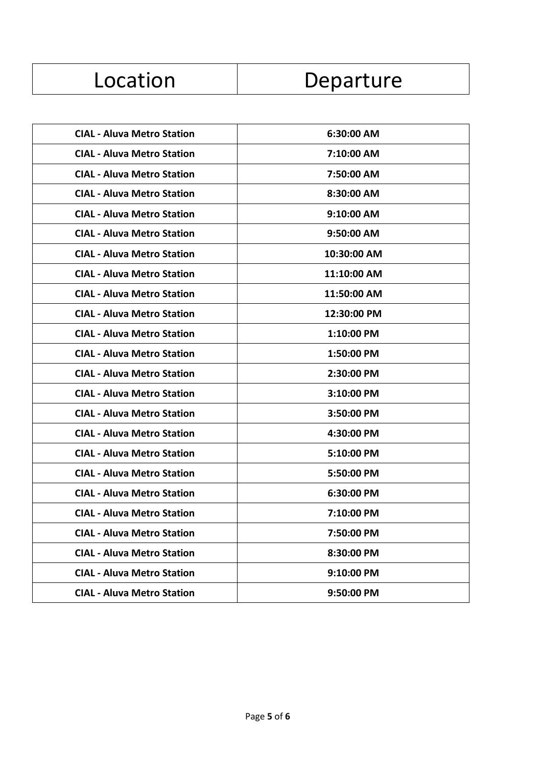| Location | Departure |
| --- | --- |
| **CIAL - Aluva Metro Station** | **6:30:00 AM** |
| **CIAL - Aluva Metro Station** | **7:10:00 AM** |
| **CIAL - Aluva Metro Station** | **7:50:00 AM** |
| **CIAL - Aluva Metro Station** | **8:30:00 AM** |
| **CIAL - Aluva Metro Station** | **9:10:00 AM** |
| **CIAL - Aluva Metro Station** | **9:50:00 AM** |
| **CIAL - Aluva Metro Station** | **10:30:00 AM** |
| **CIAL - Aluva Metro Station** | **11:10:00 AM** |
| **CIAL - Aluva Metro Station** | **11:50:00 AM** |
| **CIAL - Aluva Metro Station** | **12:30:00 PM** |
| **CIAL - Aluva Metro Station** | **1:10:00 PM** |
| **CIAL - Aluva Metro Station** | **1:50:00 PM** |
| **CIAL - Aluva Metro Station** | **2:30:00 PM** |
| **CIAL - Aluva Metro Station** | **3:10:00 PM** |
| **CIAL - Aluva Metro Station** | **3:50:00 PM** |
| **CIAL - Aluva Metro Station** | **4:30:00 PM** |
| **CIAL - Aluva Metro Station** | **5:10:00 PM** |
| **CIAL - Aluva Metro Station** | **5:50:00 PM** |
| **CIAL - Aluva Metro Station** | **6:30:00 PM** |
| **CIAL - Aluva Metro Station** | **7:10:00 PM** |
| **CIAL - Aluva Metro Station** | **7:50:00 PM** |
| **CIAL - Aluva Metro Station** | **8:30:00 PM** |
| **CIAL - Aluva Metro Station** | **9:10:00 PM** |
| **CIAL - Aluva Metro Station** | **9:50:00 PM** |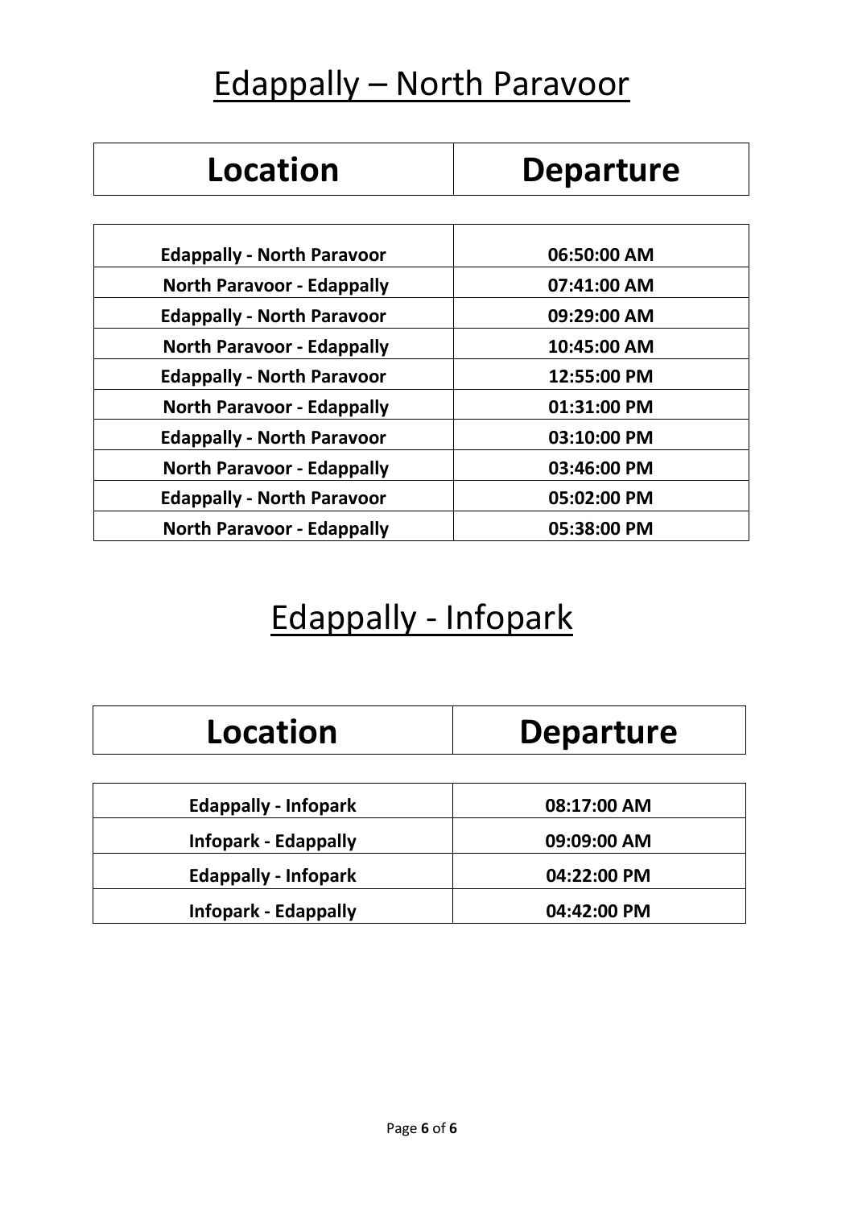# Edappally – North Paravoor

| Location | Departure |
| --- | --- |
| Edappally - North Paravoor | 06:50:00 AM |
| North Paravoor - Edappally | 07:41:00 AM |
| Edappally - North Paravoor | 09:29:00 AM |
| North Paravoor - Edappally | 10:45:00 AM |
| Edappally - North Paravoor | 12:55:00 PM |
| North Paravoor - Edappally | 01:31:00 PM |
| Edappally - North Paravoor | 03:10:00 PM |
| North Paravoor - Edappally | 03:46:00 PM |
| Edappally - North Paravoor | 05:02:00 PM |
| North Paravoor - Edappally | 05:38:00 PM |

# Edappally - Infopark

| Location | Departure |
| --- | --- |
| Edappally - Infopark | 08:17:00 AM |
| Infopark - Edappally | 09:09:00 AM |
| Edappally - Infopark | 04:22:00 PM |
| Infopark - Edappally | 04:42:00 PM |